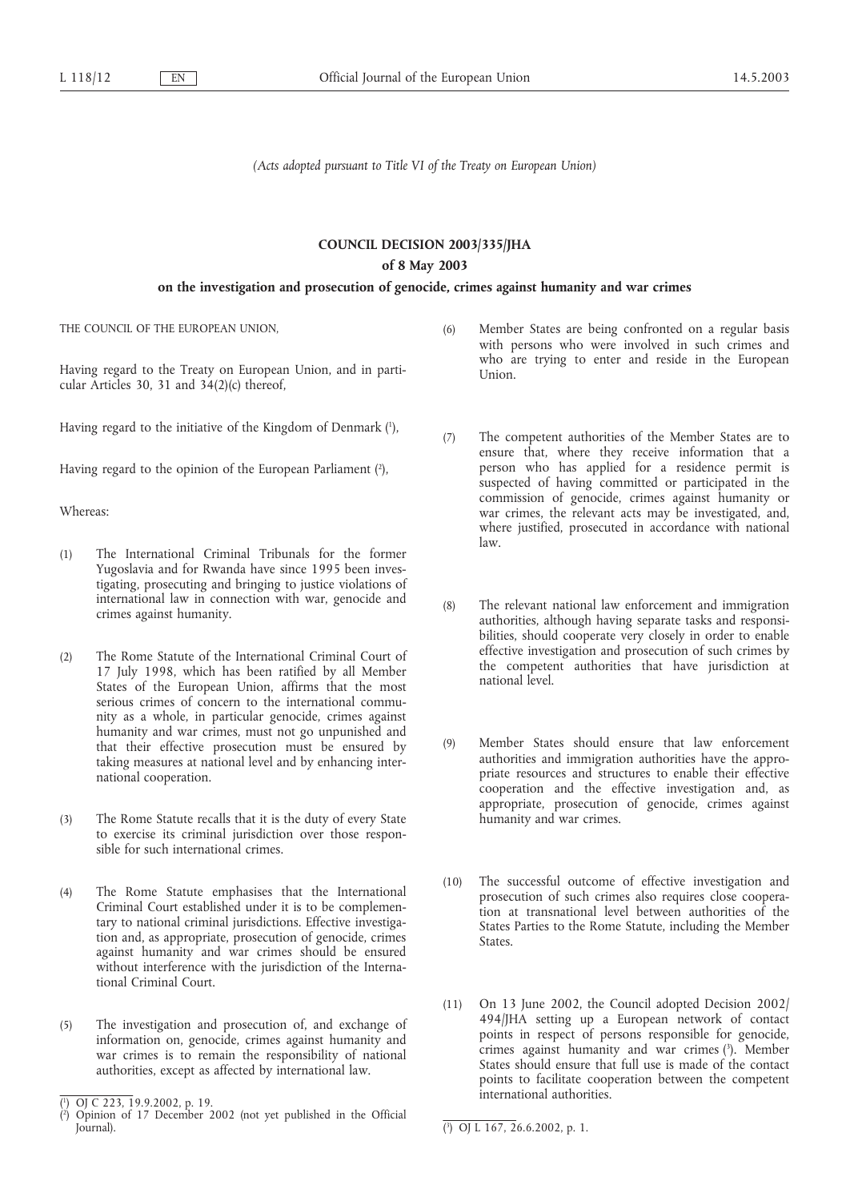*(Acts adopted pursuant to Title VI of the Treaty on European Union)*

# COUNCIL DECISION 2003/335/JHA

## of 8 May 2003

## on the investigation and prosecution of genocide, crimes against humanity and war crimes

THE COUNCIL OF THE EUROPEAN UNION,

Having regard to the Treaty on European Union, and in particular Articles 30, 31 and 34(2)(c) thereof,

Having regard to the initiative of the Kingdom of Denmark [1],

Having regard to the opinion of the European Parliament [2],

Whereas:

(1) The International Criminal Tribunals for the former Yugoslavia and for Rwanda have since 1995 been investigating, prosecuting and bringing to justice violations of international law in connection with war, genocide and crimes against humanity.

(2) The Rome Statute of the International Criminal Court of 17 July 1998, which has been ratified by all Member States of the European Union, affirms that the most serious crimes of concern to the international community as a whole, in particular genocide, crimes against humanity and war crimes, must not go unpunished and that their effective prosecution must be ensured by taking measures at national level and by enhancing international cooperation.

(3) The Rome Statute recalls that it is the duty of every State to exercise its criminal jurisdiction over those responsible for such international crimes.

(4) The Rome Statute emphasises that the International Criminal Court established under it is to be complementary to national criminal jurisdictions. Effective investigation and, as appropriate, prosecution of genocide, crimes against humanity and war crimes should be ensured without interference with the jurisdiction of the International Criminal Court.

(5) The investigation and prosecution of, and exchange of information on, genocide, crimes against humanity and war crimes is to remain the responsibility of national authorities, except as affected by international law.

(6) Member States are being confronted on a regular basis with persons who were involved in such crimes and who are trying to enter and reside in the European Union.

(7) The competent authorities of the Member States are to ensure that, where they receive information that a person who has applied for a residence permit is suspected of having committed or participated in the commission of genocide, crimes against humanity or war crimes, the relevant acts may be investigated, and, where justified, prosecuted in accordance with national law.

(8) The relevant national law enforcement and immigration authorities, although having separate tasks and responsibilities, should cooperate very closely in order to enable effective investigation and prosecution of such crimes by the competent authorities that have jurisdiction at national level.

(9) Member States should ensure that law enforcement authorities and immigration authorities have the appropriate resources and structures to enable their effective cooperation and the effective investigation and, as appropriate, prosecution of genocide, crimes against humanity and war crimes.

(10) The successful outcome of effective investigation and prosecution of such crimes also requires close cooperation at transnational level between authorities of the States Parties to the Rome Statute, including the Member States.

(11) On 13 June 2002, the Council adopted Decision 2002/494/JHA setting up a European network of contact points in respect of persons responsible for genocide, crimes against humanity and war crimes [3]. Member States should ensure that full use is made of the contact points to facilitate cooperation between the competent international authorities.

---

[1] OJ C 223, 19.9.2002, p. 19.

[2] Opinion of 17 December 2002 (not yet published in the Official Journal).

[3] OJ L 167, 26.6.2002, p. 1.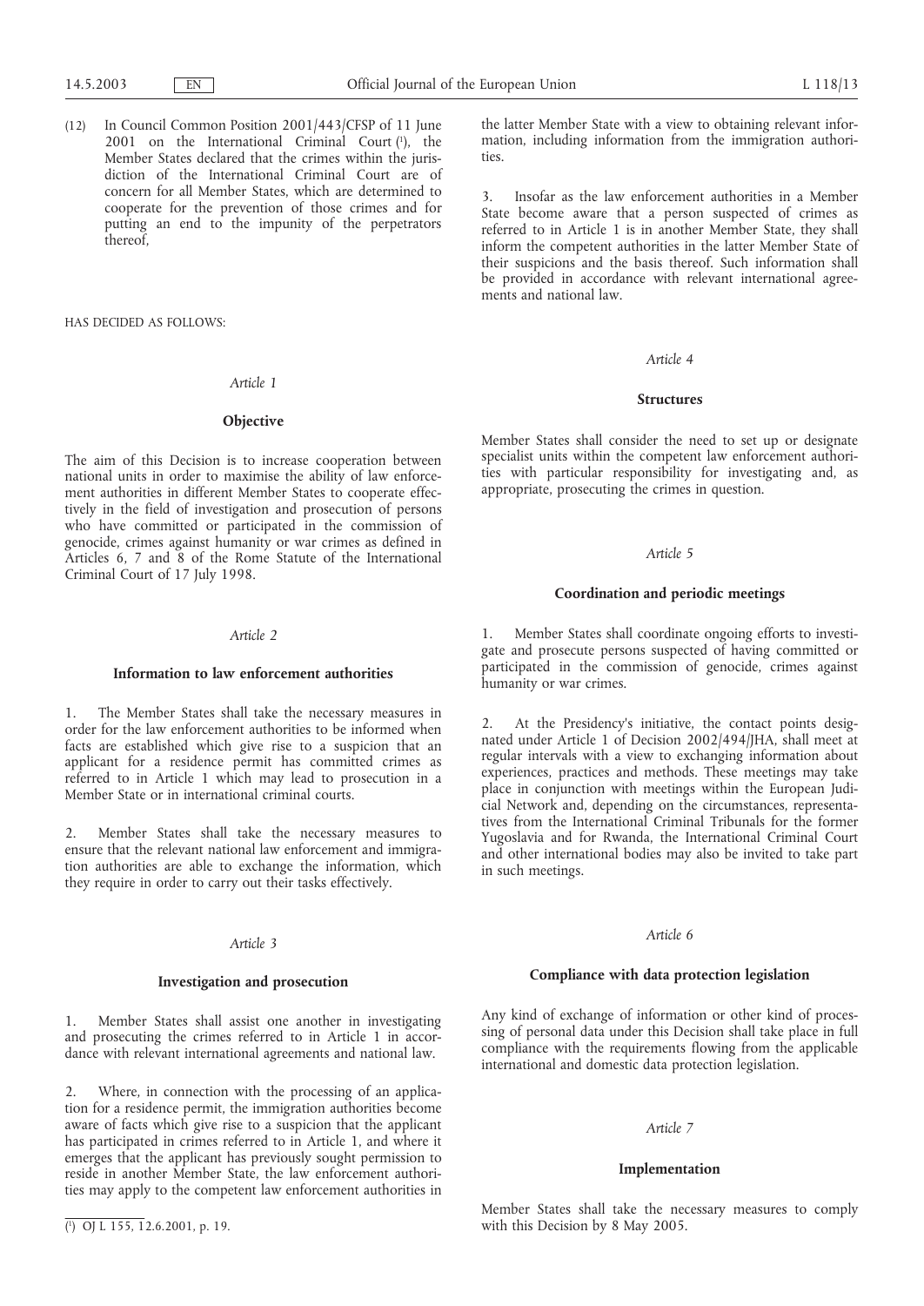(12) In Council Common Position 2001/443/CFSP of 11 June 2001 on the International Criminal Court [1], the Member States declared that the crimes within the jurisdiction of the International Criminal Court are of concern for all Member States, which are determined to cooperate for the prevention of those crimes and for putting an end to the impunity of the perpetrators thereof,

HAS DECIDED AS FOLLOWS:

*Article 1*

**Objective**

The aim of this Decision is to increase cooperation between national units in order to maximise the ability of law enforcement authorities in different Member States to cooperate effectively in the field of investigation and prosecution of persons who have committed or participated in the commission of genocide, crimes against humanity or war crimes as defined in Articles 6, 7 and 8 of the Rome Statute of the International Criminal Court of 17 July 1998.

*Article 2*

**Information to law enforcement authorities**

1. The Member States shall take the necessary measures in order for the law enforcement authorities to be informed when facts are established which give rise to a suspicion that an applicant for a residence permit has committed crimes as referred to in Article 1 which may lead to prosecution in a Member State or in international criminal courts.

2. Member States shall take the necessary measures to ensure that the relevant national law enforcement and immigration authorities are able to exchange the information, which they require in order to carry out their tasks effectively.

*Article 3*

**Investigation and prosecution**

1. Member States shall assist one another in investigating and prosecuting the crimes referred to in Article 1 in accordance with relevant international agreements and national law.

2. Where, in connection with the processing of an application for a residence permit, the immigration authorities become aware of facts which give rise to a suspicion that the applicant has participated in crimes referred to in Article 1, and where it emerges that the applicant has previously sought permission to reside in another Member State, the law enforcement authorities may apply to the competent law enforcement authorities in the latter Member State with a view to obtaining relevant information, including information from the immigration authorities.

3. Insofar as the law enforcement authorities in a Member State become aware that a person suspected of crimes as referred to in Article 1 is in another Member State, they shall inform the competent authorities in the latter Member State of their suspicions and the basis thereof. Such information shall be provided in accordance with relevant international agreements and national law.

*Article 4*

**Structures**

Member States shall consider the need to set up or designate specialist units within the competent law enforcement authorities with particular responsibility for investigating and, as appropriate, prosecuting the crimes in question.

*Article 5*

**Coordination and periodic meetings**

1. Member States shall coordinate ongoing efforts to investigate and prosecute persons suspected of having committed or participated in the commission of genocide, crimes against humanity or war crimes.

2. At the Presidency's initiative, the contact points designated under Article 1 of Decision 2002/494/JHA, shall meet at regular intervals with a view to exchanging information about experiences, practices and methods. These meetings may take place in conjunction with meetings within the European Judicial Network and, depending on the circumstances, representatives from the International Criminal Tribunals for the former Yugoslavia and for Rwanda, the International Criminal Court and other international bodies may also be invited to take part in such meetings.

*Article 6*

**Compliance with data protection legislation**

Any kind of exchange of information or other kind of processing of personal data under this Decision shall take place in full compliance with the requirements flowing from the applicable international and domestic data protection legislation.

*Article 7*

**Implementation**

Member States shall take the necessary measures to comply with this Decision by 8 May 2005.

---

[1] OJ L 155, 12.6.2001, p. 19.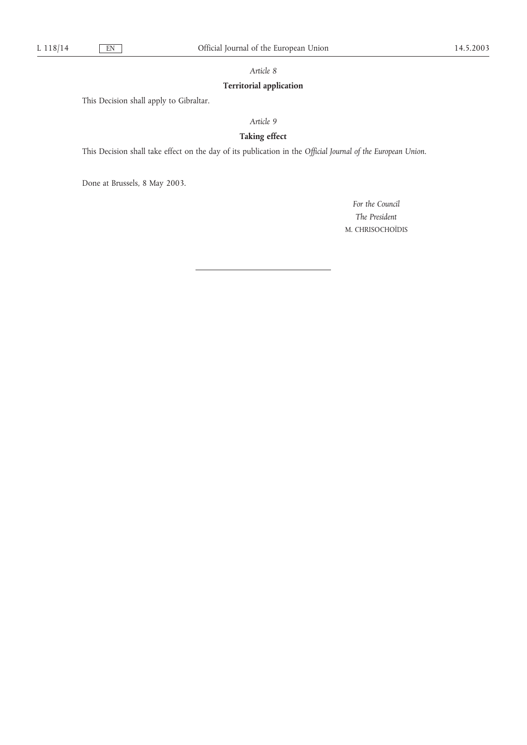*Article 8*

**Territorial application**

This Decision shall apply to Gibraltar.

*Article 9*

**Taking effect**

This Decision shall take effect on the day of its publication in the *Official Journal of the European Union*.

Done at Brussels, 8 May 2003.

*For the Council*

*The President*

M. CHRISOCHOÏDIS